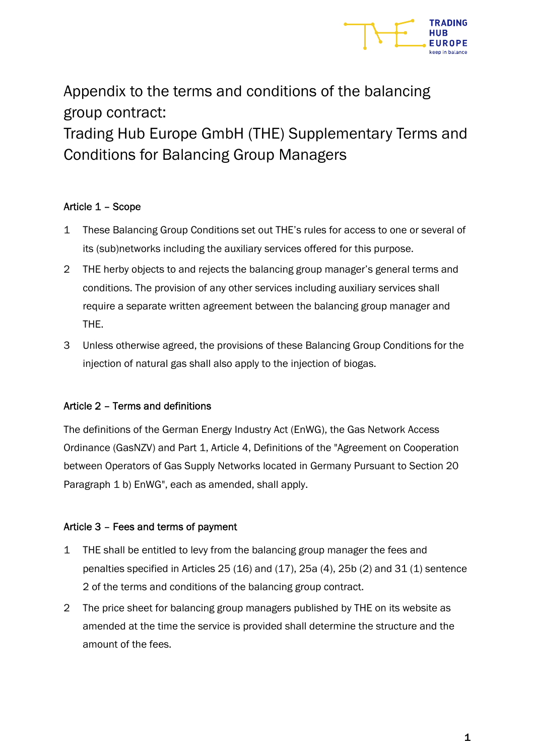# Appendix to the terms and conditions of the balancing group contract:
# Trading Hub Europe GmbH (THE) Supplementary Terms and Conditions for Balancing Group Managers

## Article 1 – Scope

1. These Balancing Group Conditions set out THE's rules for access to one or several of its (sub)networks including the auxiliary services offered for this purpose.
2. THE herby objects to and rejects the balancing group manager's general terms and conditions. The provision of any other services including auxiliary services shall require a separate written agreement between the balancing group manager and THE.
3. Unless otherwise agreed, the provisions of these Balancing Group Conditions for the injection of natural gas shall also apply to the injection of biogas.

## Article 2 – Terms and definitions

The definitions of the German Energy Industry Act (EnWG), the Gas Network Access Ordinance (GasNZV) and Part 1, Article 4, Definitions of the "Agreement on Cooperation between Operators of Gas Supply Networks located in Germany Pursuant to Section 20 Paragraph 1 b) EnWG", each as amended, shall apply.

## Article 3 – Fees and terms of payment

1. THE shall be entitled to levy from the balancing group manager the fees and penalties specified in Articles 25 (16) and (17), 25a (4), 25b (2) and 31 (1) sentence 2 of the terms and conditions of the balancing group contract.
2. The price sheet for balancing group managers published by THE on its website as amended at the time the service is provided shall determine the structure and the amount of the fees.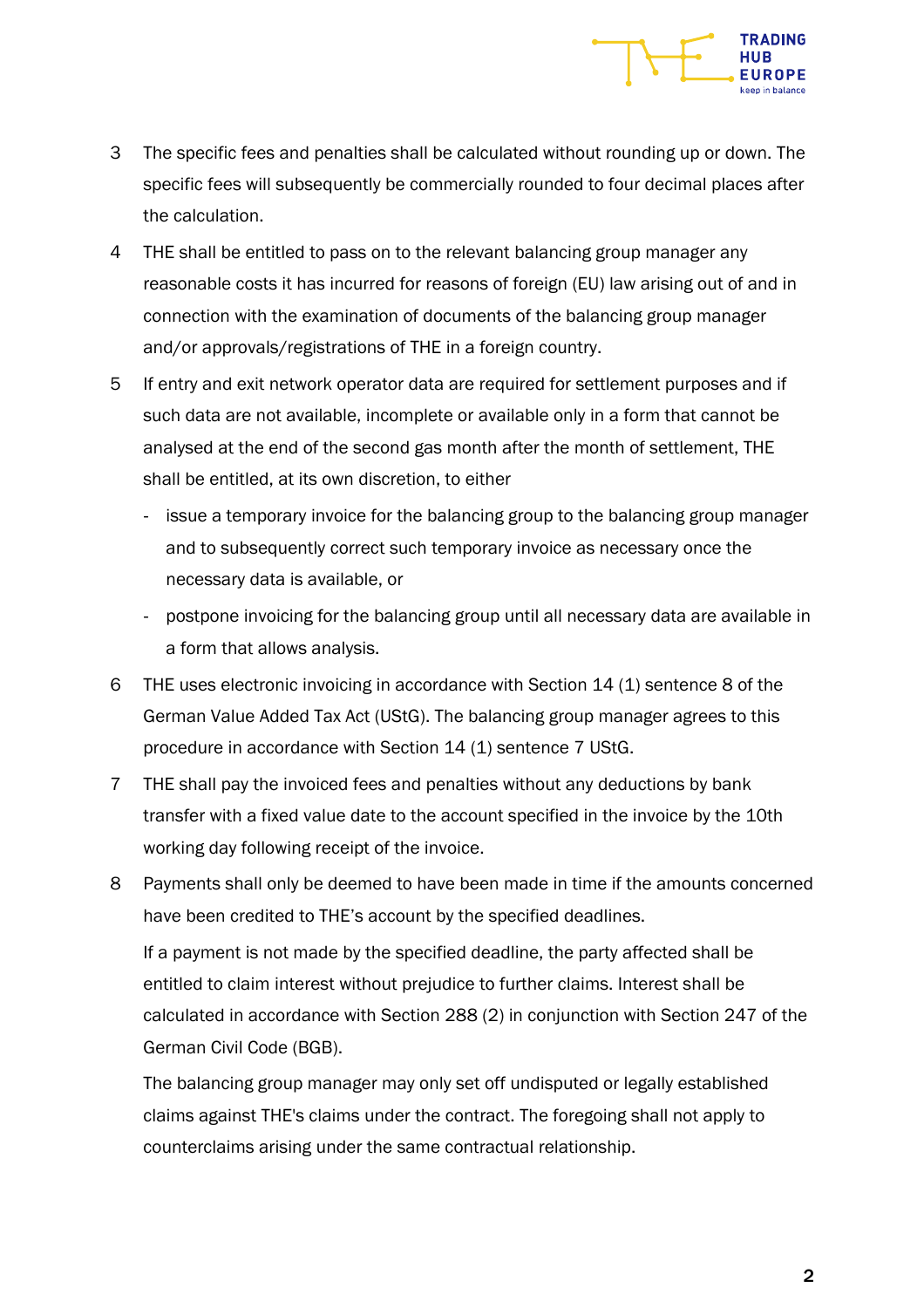3 The specific fees and penalties shall be calculated without rounding up or down. The specific fees will subsequently be commercially rounded to four decimal places after the calculation.

4 THE shall be entitled to pass on to the relevant balancing group manager any reasonable costs it has incurred for reasons of foreign (EU) law arising out of and in connection with the examination of documents of the balancing group manager and/or approvals/registrations of THE in a foreign country.

5 If entry and exit network operator data are required for settlement purposes and if such data are not available, incomplete or available only in a form that cannot be analysed at the end of the second gas month after the month of settlement, THE shall be entitled, at its own discretion, to either

- issue a temporary invoice for the balancing group to the balancing group manager and to subsequently correct such temporary invoice as necessary once the necessary data is available, or
- postpone invoicing for the balancing group until all necessary data are available in a form that allows analysis.

6 THE uses electronic invoicing in accordance with Section 14 (1) sentence 8 of the German Value Added Tax Act (UStG). The balancing group manager agrees to this procedure in accordance with Section 14 (1) sentence 7 UStG.

7 THE shall pay the invoiced fees and penalties without any deductions by bank transfer with a fixed value date to the account specified in the invoice by the 10th working day following receipt of the invoice.

8 Payments shall only be deemed to have been made in time if the amounts concerned have been credited to THE's account by the specified deadlines.

If a payment is not made by the specified deadline, the party affected shall be entitled to claim interest without prejudice to further claims. Interest shall be calculated in accordance with Section 288 (2) in conjunction with Section 247 of the German Civil Code (BGB).

The balancing group manager may only set off undisputed or legally established claims against THE's claims under the contract. The foregoing shall not apply to counterclaims arising under the same contractual relationship.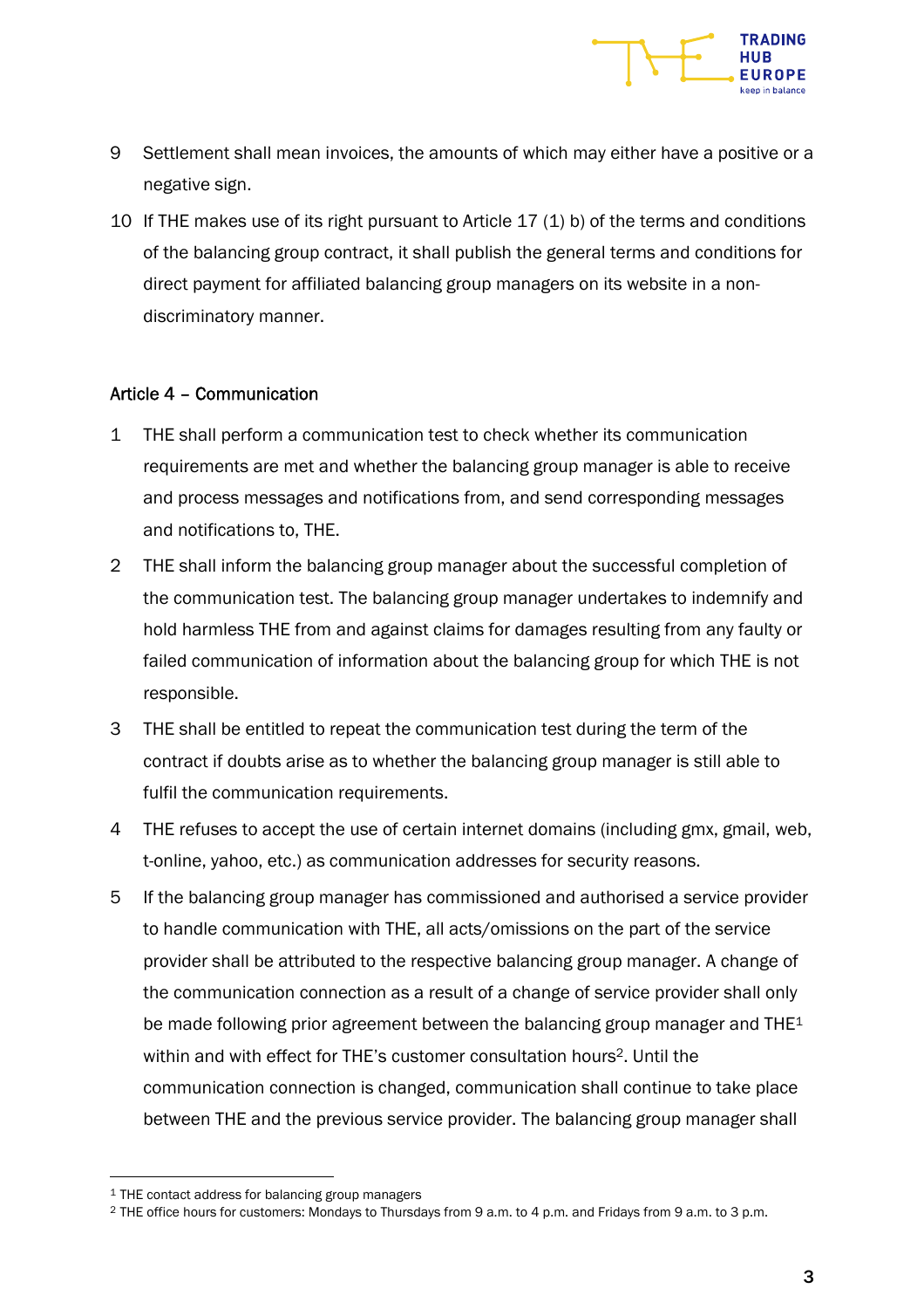9 Settlement shall mean invoices, the amounts of which may either have a positive or a negative sign.

10 If THE makes use of its right pursuant to Article 17 (1) b) of the terms and conditions of the balancing group contract, it shall publish the general terms and conditions for direct payment for affiliated balancing group managers on its website in a non-discriminatory manner.

## Article 4 – Communication

1 THE shall perform a communication test to check whether its communication requirements are met and whether the balancing group manager is able to receive and process messages and notifications from, and send corresponding messages and notifications to, THE.

2 THE shall inform the balancing group manager about the successful completion of the communication test. The balancing group manager undertakes to indemnify and hold harmless THE from and against claims for damages resulting from any faulty or failed communication of information about the balancing group for which THE is not responsible.

3 THE shall be entitled to repeat the communication test during the term of the contract if doubts arise as to whether the balancing group manager is still able to fulfil the communication requirements.

4 THE refuses to accept the use of certain internet domains (including gmx, gmail, web, t-online, yahoo, etc.) as communication addresses for security reasons.

5 If the balancing group manager has commissioned and authorised a service provider to handle communication with THE, all acts/omissions on the part of the service provider shall be attributed to the respective balancing group manager. A change of the communication connection as a result of a change of service provider shall only be made following prior agreement between the balancing group manager and THE[1] within and with effect for THE's customer consultation hours[2]. Until the communication connection is changed, communication shall continue to take place between THE and the previous service provider. The balancing group manager shall

---

[1] THE contact address for balancing group managers

[2] THE office hours for customers: Mondays to Thursdays from 9 a.m. to 4 p.m. and Fridays from 9 a.m. to 3 p.m.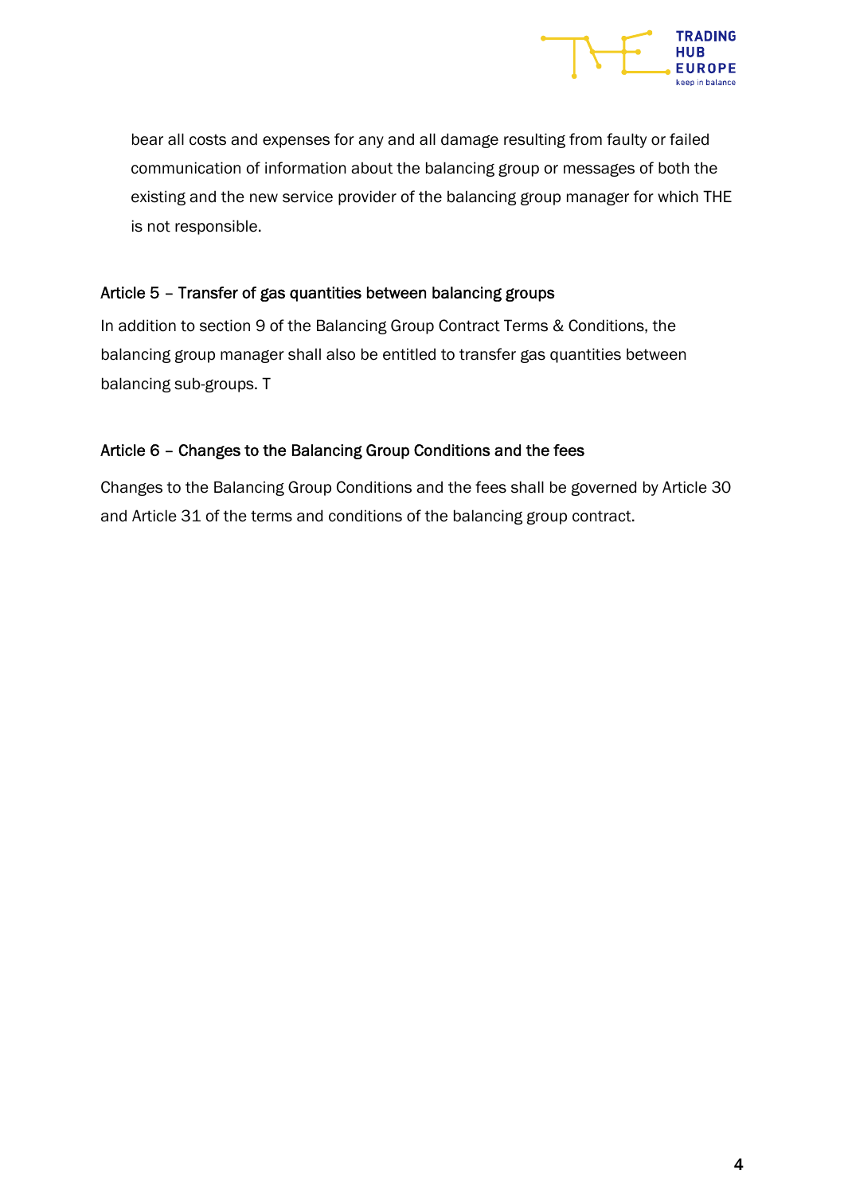bear all costs and expenses for any and all damage resulting from faulty or failed communication of information about the balancing group or messages of both the existing and the new service provider of the balancing group manager for which THE is not responsible.

### Article 5 – Transfer of gas quantities between balancing groups

In addition to section 9 of the Balancing Group Contract Terms & Conditions, the balancing group manager shall also be entitled to transfer gas quantities between balancing sub-groups. T

### Article 6 – Changes to the Balancing Group Conditions and the fees

Changes to the Balancing Group Conditions and the fees shall be governed by Article 30 and Article 31 of the terms and conditions of the balancing group contract.